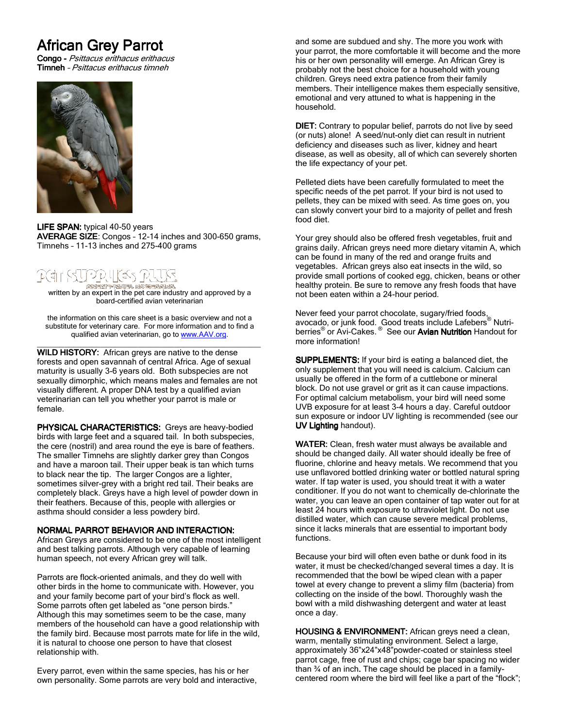# African Grey Parrot

**Congo -** *Psittacus erithacus erithacus*
**Timneh** – *Psittacus erithacus timneh*

**LIFE SPAN:** typical 40-50 years
**AVERAGE SIZE**: Congos – 12-14 inches and 300-650 grams, Timnehs – 11-13 inches and 275-400 grams

PET SUPPLIES PLUS
GREAT PRICES. NO GUESSING.

written by an expert in the pet care industry and approved by a board-certified avian veterinarian

the information on this care sheet is a basic overview and not a substitute for veterinary care. For more information and to find a qualified avian veterinarian, go to www.AAV.org.

**WILD HISTORY:** African greys are native to the dense forests and open savannah of central Africa. Age of sexual maturity is usually 3-6 years old. Both subspecies are not sexually dimorphic, which means males and females are not visually different. A proper DNA test by a qualified avian veterinarian can tell you whether your parrot is male or female.

**PHYSICAL CHARACTERISTICS:** Greys are heavy-bodied birds with large feet and a squared tail. In both subspecies, the cere (nostril) and area round the eye is bare of feathers. The smaller Timnehs are slightly darker grey than Congos and have a maroon tail. Their upper beak is tan which turns to black near the tip. The larger Congos are a lighter, sometimes silver-grey with a bright red tail. Their beaks are completely black. Greys have a high level of powder down in their feathers. Because of this, people with allergies or asthma should consider a less powdery bird.

**NORMAL PARROT BEHAVIOR AND INTERACTION:**
African Greys are considered to be one of the most intelligent and best talking parrots. Although very capable of learning human speech, not every African grey will talk.

Parrots are flock-oriented animals, and they do well with other birds in the home to communicate with. However, you and your family become part of your bird's flock as well. Some parrots often get labeled as "one person birds." Although this may sometimes seem to be the case, many members of the household can have a good relationship with the family bird. Because most parrots mate for life in the wild, it is natural to choose one person to have that closest relationship with.

Every parrot, even within the same species, has his or her own personality. Some parrots are very bold and interactive, and some are subdued and shy. The more you work with your parrot, the more comfortable it will become and the more his or her own personality will emerge. An African Grey is probably not the best choice for a household with young children. Greys need extra patience from their family members. Their intelligence makes them especially sensitive, emotional and very attuned to what is happening in the household.

**DIET:** Contrary to popular belief, parrots do not live by seed (or nuts) alone! A seed/nut-only diet can result in nutrient deficiency and diseases such as liver, kidney and heart disease, as well as obesity, all of which can severely shorten the life expectancy of your pet.

Pelleted diets have been carefully formulated to meet the specific needs of the pet parrot. If your bird is not used to pellets, they can be mixed with seed. As time goes on, you can slowly convert your bird to a majority of pellet and fresh food diet.

Your grey should also be offered fresh vegetables, fruit and grains daily. African greys need more dietary vitamin A, which can be found in many of the red and orange fruits and vegetables. African greys also eat insects in the wild, so provide small portions of cooked egg, chicken, beans or other healthy protein. Be sure to remove any fresh foods that have not been eaten within a 24-hour period.

Never feed your parrot chocolate, sugary/fried foods, avocado, or junk food. Good treats include Lafebers® Nutri-berries® or Avi-Cakes.® See our **Avian Nutrition** Handout for more information!

**SUPPLEMENTS:** If your bird is eating a balanced diet, the only supplement that you will need is calcium. Calcium can usually be offered in the form of a cuttlebone or mineral block. Do not use gravel or grit as it can cause impactions. For optimal calcium metabolism, your bird will need some UVB exposure for at least 3-4 hours a day. Careful outdoor sun exposure or indoor UV lighting is recommended (see our **UV Lighting** handout).

**WATER:** Clean, fresh water must always be available and should be changed daily. All water should ideally be free of fluorine, chlorine and heavy metals. We recommend that you use unflavored bottled drinking water or bottled natural spring water. If tap water is used, you should treat it with a water conditioner. If you do not want to chemically de-chlorinate the water, you can leave an open container of tap water out for at least 24 hours with exposure to ultraviolet light. Do not use distilled water, which can cause severe medical problems, since it lacks minerals that are essential to important body functions.

Because your bird will often even bathe or dunk food in its water, it must be checked/changed several times a day. It is recommended that the bowl be wiped clean with a paper towel at every change to prevent a slimy film (bacteria) from collecting on the inside of the bowl. Thoroughly wash the bowl with a mild dishwashing detergent and water at least once a day.

**HOUSING & ENVIRONMENT:** African greys need a clean, warm, mentally stimulating environment. Select a large, approximately 36"x24"x48"powder-coated or stainless steel parrot cage, free of rust and chips; cage bar spacing no wider than ¾ of an inch**.** The cage should be placed in a family-centered room where the bird will feel like a part of the "flock";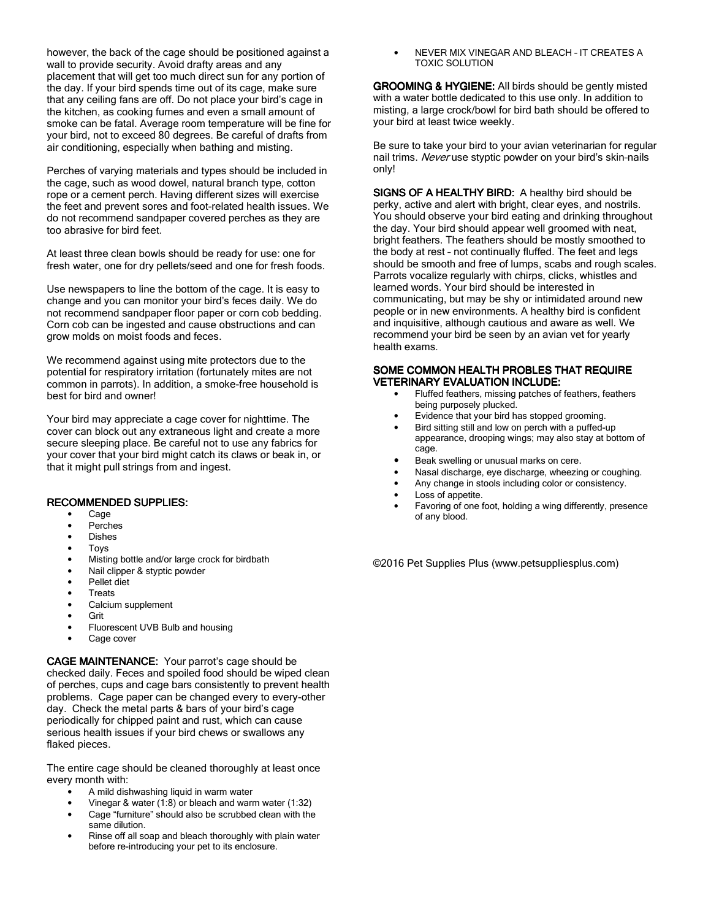however, the back of the cage should be positioned against a wall to provide security. Avoid drafty areas and any placement that will get too much direct sun for any portion of the day. If your bird spends time out of its cage, make sure that any ceiling fans are off. Do not place your bird's cage in the kitchen, as cooking fumes and even a small amount of smoke can be fatal. Average room temperature will be fine for your bird, not to exceed 80 degrees. Be careful of drafts from air conditioning, especially when bathing and misting.

Perches of varying materials and types should be included in the cage, such as wood dowel, natural branch type, cotton rope or a cement perch. Having different sizes will exercise the feet and prevent sores and foot-related health issues. We do not recommend sandpaper covered perches as they are too abrasive for bird feet.

At least three clean bowls should be ready for use: one for fresh water, one for dry pellets/seed and one for fresh foods.

Use newspapers to line the bottom of the cage. It is easy to change and you can monitor your bird's feces daily. We do not recommend sandpaper floor paper or corn cob bedding. Corn cob can be ingested and cause obstructions and can grow molds on moist foods and feces.

We recommend against using mite protectors due to the potential for respiratory irritation (fortunately mites are not common in parrots). In addition, a smoke-free household is best for bird and owner!

Your bird may appreciate a cage cover for nighttime. The cover can block out any extraneous light and create a more secure sleeping place. Be careful not to use any fabrics for your cover that your bird might catch its claws or beak in, or that it might pull strings from and ingest.

**RECOMMENDED SUPPLIES:**

- Cage
- Perches
- Dishes
- Toys
- Misting bottle and/or large crock for birdbath
- Nail clipper & styptic powder
- Pellet diet
- Treats
- Calcium supplement
- Grit
- Fluorescent UVB Bulb and housing
- Cage cover

**CAGE MAINTENANCE:** Your parrot's cage should be checked daily. Feces and spoiled food should be wiped clean of perches, cups and cage bars consistently to prevent health problems. Cage paper can be changed every to every-other day. Check the metal parts & bars of your bird's cage periodically for chipped paint and rust, which can cause serious health issues if your bird chews or swallows any flaked pieces.

The entire cage should be cleaned thoroughly at least once every month with:

- A mild dishwashing liquid in warm water
- Vinegar & water (1:8) or bleach and warm water (1:32)
- Cage "furniture" should also be scrubbed clean with the same dilution.
- Rinse off all soap and bleach thoroughly with plain water before re-introducing your pet to its enclosure.
- NEVER MIX VINEGAR AND BLEACH – IT CREATES A TOXIC SOLUTION

**GROOMING & HYGIENE:** All birds should be gently misted with a water bottle dedicated to this use only. In addition to misting, a large crock/bowl for bird bath should be offered to your bird at least twice weekly.

Be sure to take your bird to your avian veterinarian for regular nail trims. *Never* use styptic powder on your bird's skin-nails only!

**SIGNS OF A HEALTHY BIRD:** A healthy bird should be perky, active and alert with bright, clear eyes, and nostrils. You should observe your bird eating and drinking throughout the day. Your bird should appear well groomed with neat, bright feathers. The feathers should be mostly smoothed to the body at rest – not continually fluffed. The feet and legs should be smooth and free of lumps, scabs and rough scales. Parrots vocalize regularly with chirps, clicks, whistles and learned words. Your bird should be interested in communicating, but may be shy or intimidated around new people or in new environments. A healthy bird is confident and inquisitive, although cautious and aware as well. We recommend your bird be seen by an avian vet for yearly health exams.

**SOME COMMON HEALTH PROBLES THAT REQUIRE VETERINARY EVALUATION INCLUDE:**

- Fluffed feathers, missing patches of feathers, feathers being purposely plucked.
- Evidence that your bird has stopped grooming.
- Bird sitting still and low on perch with a puffed-up appearance, drooping wings; may also stay at bottom of cage.
- Beak swelling or unusual marks on cere.
- Nasal discharge, eye discharge, wheezing or coughing.
- Any change in stools including color or consistency.
- Loss of appetite.
- Favoring of one foot, holding a wing differently, presence of any blood.

©2016 Pet Supplies Plus (www.petsuppliesplus.com)